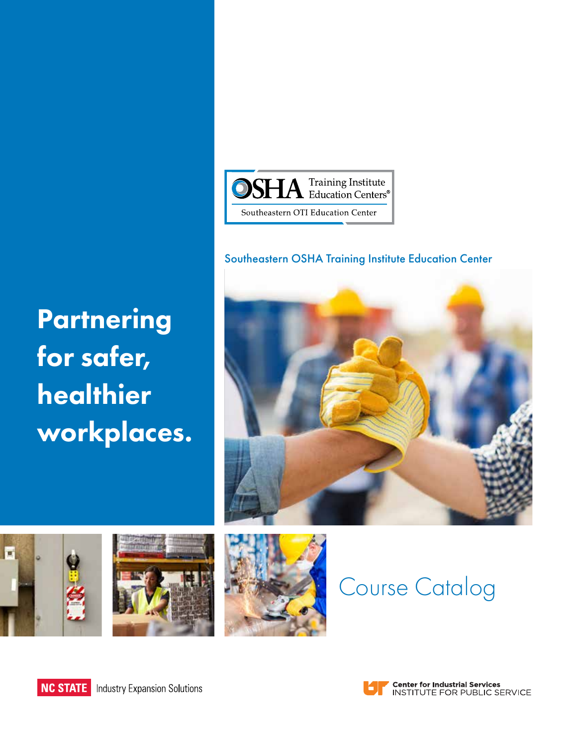OSHA Training Institute Education Centers®

Southeastern OTI Education Center

Southeastern OSHA Training Institute Education Center

# Partnering for safer, healthier workplaces.

# Course Catalog

NC STATE Industry Expansion Solutions

Center for Industrial Services
INSTITUTE FOR PUBLIC SERVICE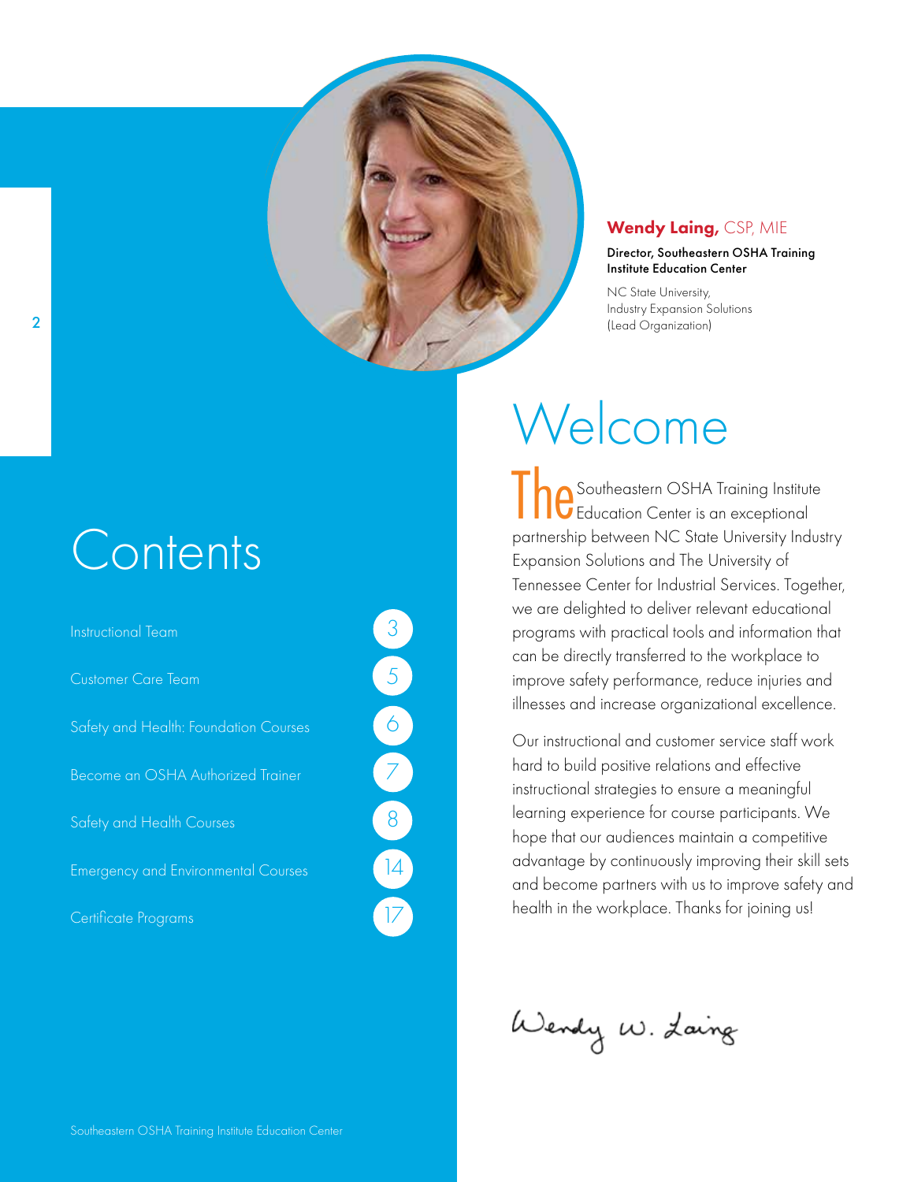**Wendy Laing,** CSP, MIE

**Director, Southeastern OSHA Training Institute Education Center**

NC State University,
Industry Expansion Solutions
(Lead Organization)

# Contents

| | |
|---|---|
| Instructional Team | 3 |
| Customer Care Team | 5 |
| Safety and Health: Foundation Courses | 6 |
| Become an OSHA Authorized Trainer | 7 |
| Safety and Health Courses | 8 |
| Emergency and Environmental Courses | 14 |
| Certificate Programs | 17 |

# Welcome

The Southeastern OSHA Training Institute Education Center is an exceptional partnership between NC State University Industry Expansion Solutions and The University of Tennessee Center for Industrial Services. Together, we are delighted to deliver relevant educational programs with practical tools and information that can be directly transferred to the workplace to improve safety performance, reduce injuries and illnesses and increase organizational excellence.

Our instructional and customer service staff work hard to build positive relations and effective instructional strategies to ensure a meaningful learning experience for course participants. We hope that our audiences maintain a competitive advantage by continuously improving their skill sets and become partners with us to improve safety and health in the workplace. Thanks for joining us!

Wendy W. Laing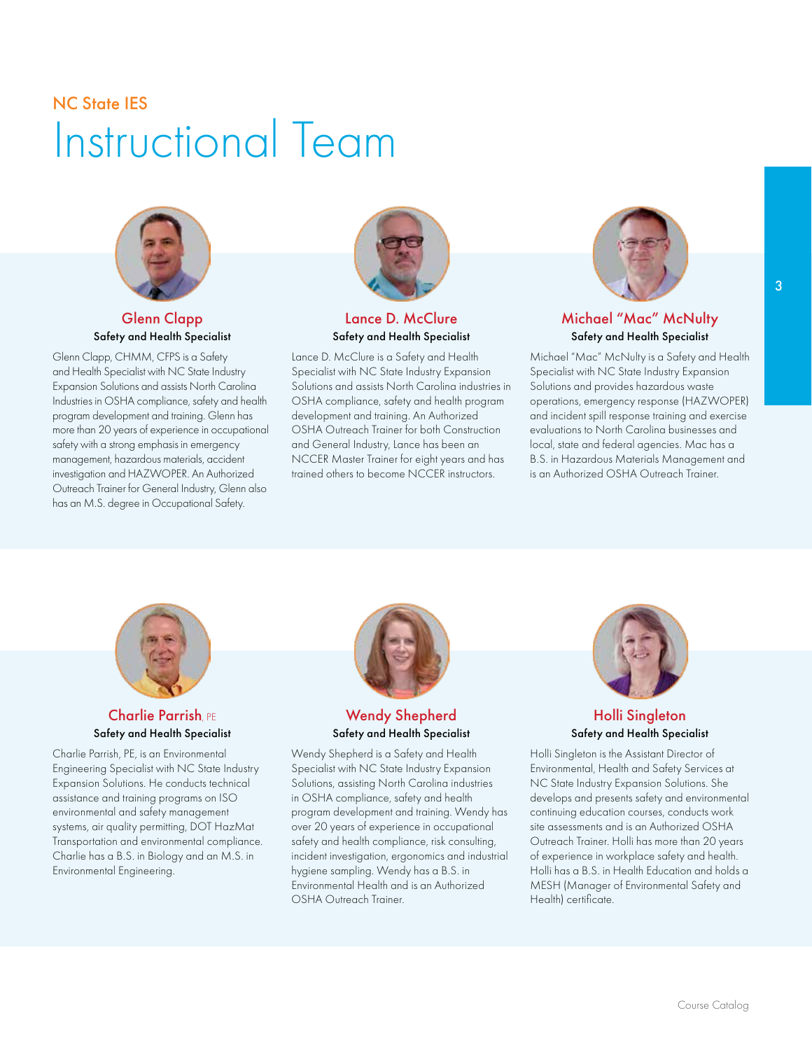NC State IES

# Instructional Team

### Glenn Clapp

**Safety and Health Specialist**

Glenn Clapp, CHMM, CFPS is a Safety and Health Specialist with NC State Industry Expansion Solutions and assists North Carolina Industries in OSHA compliance, safety and health program development and training. Glenn has more than 20 years of experience in occupational safety with a strong emphasis in emergency management, hazardous materials, accident investigation and HAZWOPER. An Authorized Outreach Trainer for General Industry, Glenn also has an M.S. degree in Occupational Safety.

### Lance D. McClure

**Safety and Health Specialist**

Lance D. McClure is a Safety and Health Specialist with NC State Industry Expansion Solutions and assists North Carolina industries in OSHA compliance, safety and health program development and training. An Authorized OSHA Outreach Trainer for both Construction and General Industry, Lance has been an NCCER Master Trainer for eight years and has trained others to become NCCER instructors.

### Michael "Mac" McNulty

**Safety and Health Specialist**

Michael "Mac" McNulty is a Safety and Health Specialist with NC State Industry Expansion Solutions and provides hazardous waste operations, emergency response (HAZWOPER) and incident spill response training and exercise evaluations to North Carolina businesses and local, state and federal agencies. Mac has a B.S. in Hazardous Materials Management and is an Authorized OSHA Outreach Trainer.

### Charlie Parrish, PE

**Safety and Health Specialist**

Charlie Parrish, PE, is an Environmental Engineering Specialist with NC State Industry Expansion Solutions. He conducts technical assistance and training programs on ISO environmental and safety management systems, air quality permitting, DOT HazMat Transportation and environmental compliance. Charlie has a B.S. in Biology and an M.S. in Environmental Engineering.

### Wendy Shepherd

**Safety and Health Specialist**

Wendy Shepherd is a Safety and Health Specialist with NC State Industry Expansion Solutions, assisting North Carolina industries in OSHA compliance, safety and health program development and training. Wendy has over 20 years of experience in occupational safety and health compliance, risk consulting, incident investigation, ergonomics and industrial hygiene sampling. Wendy has a B.S. in Environmental Health and is an Authorized OSHA Outreach Trainer.

### Holli Singleton

**Safety and Health Specialist**

Holli Singleton is the Assistant Director of Environmental, Health and Safety Services at NC State Industry Expansion Solutions. She develops and presents safety and environmental continuing education courses, conducts work site assessments and is an Authorized OSHA Outreach Trainer. Holli has more than 20 years of experience in workplace safety and health. Holli has a B.S. in Health Education and holds a MESH (Manager of Environmental Safety and Health) certificate.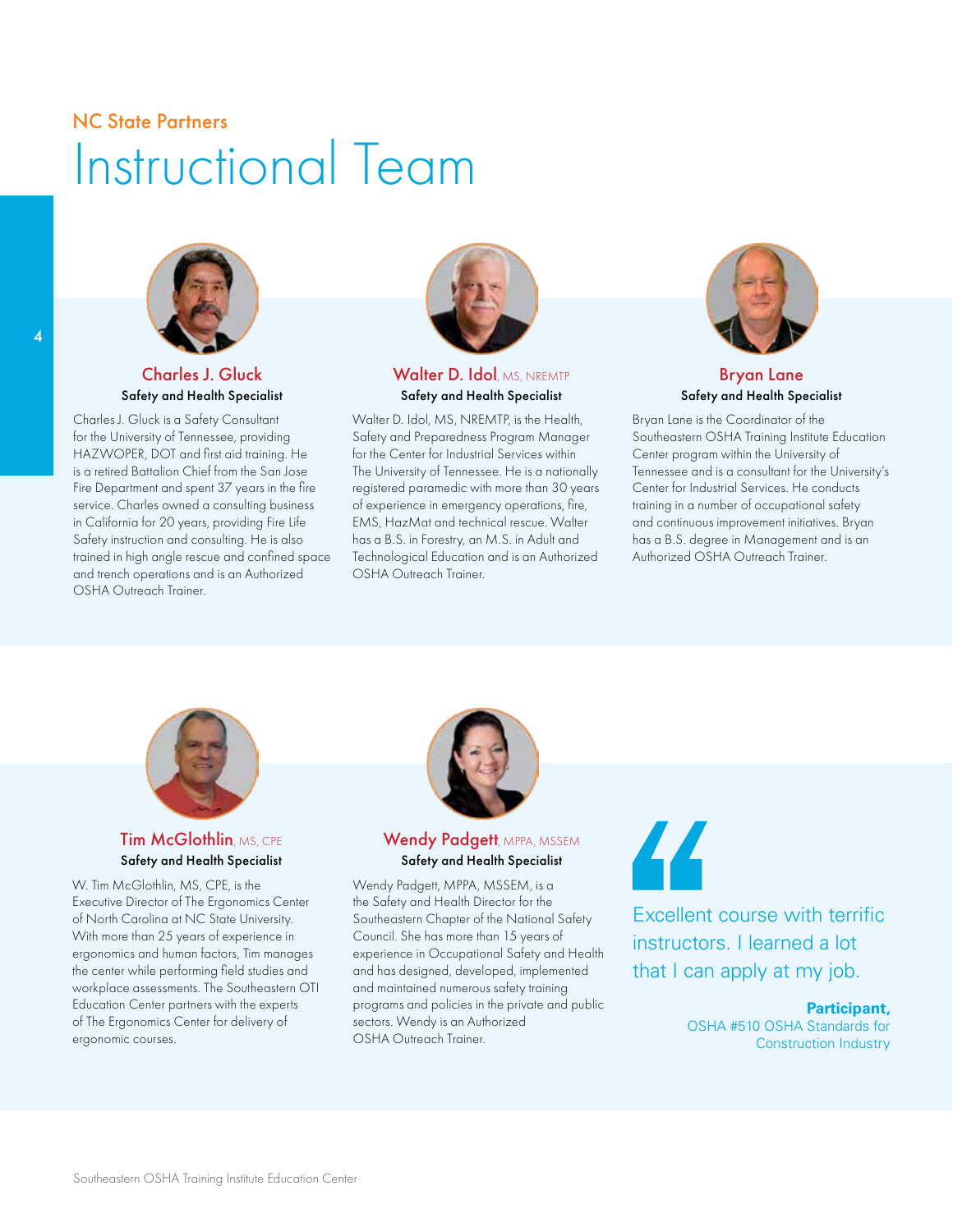NC State Partners

# Instructional Team

### Charles J. Gluck

**Safety and Health Specialist**

Charles J. Gluck is a Safety Consultant for the University of Tennessee, providing HAZWOPER, DOT and first aid training. He is a retired Battalion Chief from the San Jose Fire Department and spent 37 years in the fire service. Charles owned a consulting business in California for 20 years, providing Fire Life Safety instruction and consulting. He is also trained in high angle rescue and confined space and trench operations and is an Authorized OSHA Outreach Trainer.

### Walter D. Idol, MS, NREMTP

**Safety and Health Specialist**

Walter D. Idol, MS, NREMTP, is the Health, Safety and Preparedness Program Manager for the Center for Industrial Services within The University of Tennessee. He is a nationally registered paramedic with more than 30 years of experience in emergency operations, fire, EMS, HazMat and technical rescue. Walter has a B.S. in Forestry, an M.S. in Adult and Technological Education and is an Authorized OSHA Outreach Trainer.

### Bryan Lane

**Safety and Health Specialist**

Bryan Lane is the Coordinator of the Southeastern OSHA Training Institute Education Center program within the University of Tennessee and is a consultant for the University's Center for Industrial Services. He conducts training in a number of occupational safety and continuous improvement initiatives. Bryan has a B.S. degree in Management and is an Authorized OSHA Outreach Trainer.

### Tim McGlothlin, MS, CPE

**Safety and Health Specialist**

W. Tim McGlothlin, MS, CPE, is the Executive Director of The Ergonomics Center of North Carolina at NC State University. With more than 25 years of experience in ergonomics and human factors, Tim manages the center while performing field studies and workplace assessments. The Southeastern OTI Education Center partners with the experts of The Ergonomics Center for delivery of ergonomic courses.

### Wendy Padgett, MPPA, MSSEM

**Safety and Health Specialist**

Wendy Padgett, MPPA, MSSEM, is a the Safety and Health Director for the Southeastern Chapter of the National Safety Council. She has more than 15 years of experience in Occupational Safety and Health and has designed, developed, implemented and maintained numerous safety training programs and policies in the private and public sectors. Wendy is an Authorized OSHA Outreach Trainer.

> Excellent course with terrific instructors. I learned a lot that I can apply at my job.
>
> **Participant,**
> OSHA #510 OSHA Standards for Construction Industry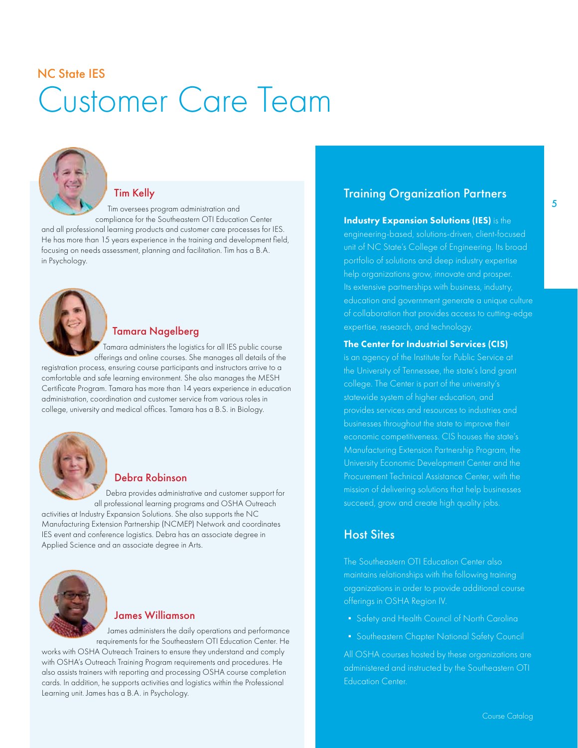NC State IES

# Customer Care Team

### Tim Kelly

Tim oversees program administration and compliance for the Southeastern OTI Education Center and all professional learning products and customer care processes for IES. He has more than 15 years experience in the training and development field, focusing on needs assessment, planning and facilitation. Tim has a B.A. in Psychology.

### Tamara Nagelberg

Tamara administers the logistics for all IES public course offerings and online courses. She manages all details of the registration process, ensuring course participants and instructors arrive to a comfortable and safe learning environment. She also manages the MESH Certificate Program. Tamara has more than 14 years experience in education administration, coordination and customer service from various roles in college, university and medical offices. Tamara has a B.S. in Biology.

### Debra Robinson

Debra provides administrative and customer support for all professional learning programs and OSHA Outreach activities at Industry Expansion Solutions. She also supports the NC Manufacturing Extension Partnership (NCMEP) Network and coordinates IES event and conference logistics. Debra has an associate degree in Applied Science and an associate degree in Arts.

### James Williamson

James administers the daily operations and performance requirements for the Southeastern OTI Education Center. He works with OSHA Outreach Trainers to ensure they understand and comply with OSHA's Outreach Training Program requirements and procedures. He also assists trainers with reporting and processing OSHA course completion cards. In addition, he supports activities and logistics within the Professional Learning unit. James has a B.A. in Psychology.

## Training Organization Partners

**Industry Expansion Solutions (IES)** is the engineering-based, solutions-driven, client-focused unit of NC State's College of Engineering. Its broad portfolio of solutions and deep industry expertise help organizations grow, innovate and prosper. Its extensive partnerships with business, industry, education and government generate a unique culture of collaboration that provides access to cutting-edge expertise, research, and technology.

**The Center for Industrial Services (CIS)** is an agency of the Institute for Public Service at the University of Tennessee, the state's land grant college. The Center is part of the university's statewide system of higher education, and provides services and resources to industries and businesses throughout the state to improve their economic competitiveness. CIS houses the state's Manufacturing Extension Partnership Program, the University Economic Development Center and the Procurement Technical Assistance Center, with the mission of delivering solutions that help businesses succeed, grow and create high quality jobs.

## Host Sites

The Southeastern OTI Education Center also maintains relationships with the following training organizations in order to provide additional course offerings in OSHA Region IV.

- Safety and Health Council of North Carolina
- Southeastern Chapter National Safety Council

All OSHA courses hosted by these organizations are administered and instructed by the Southeastern OTI Education Center.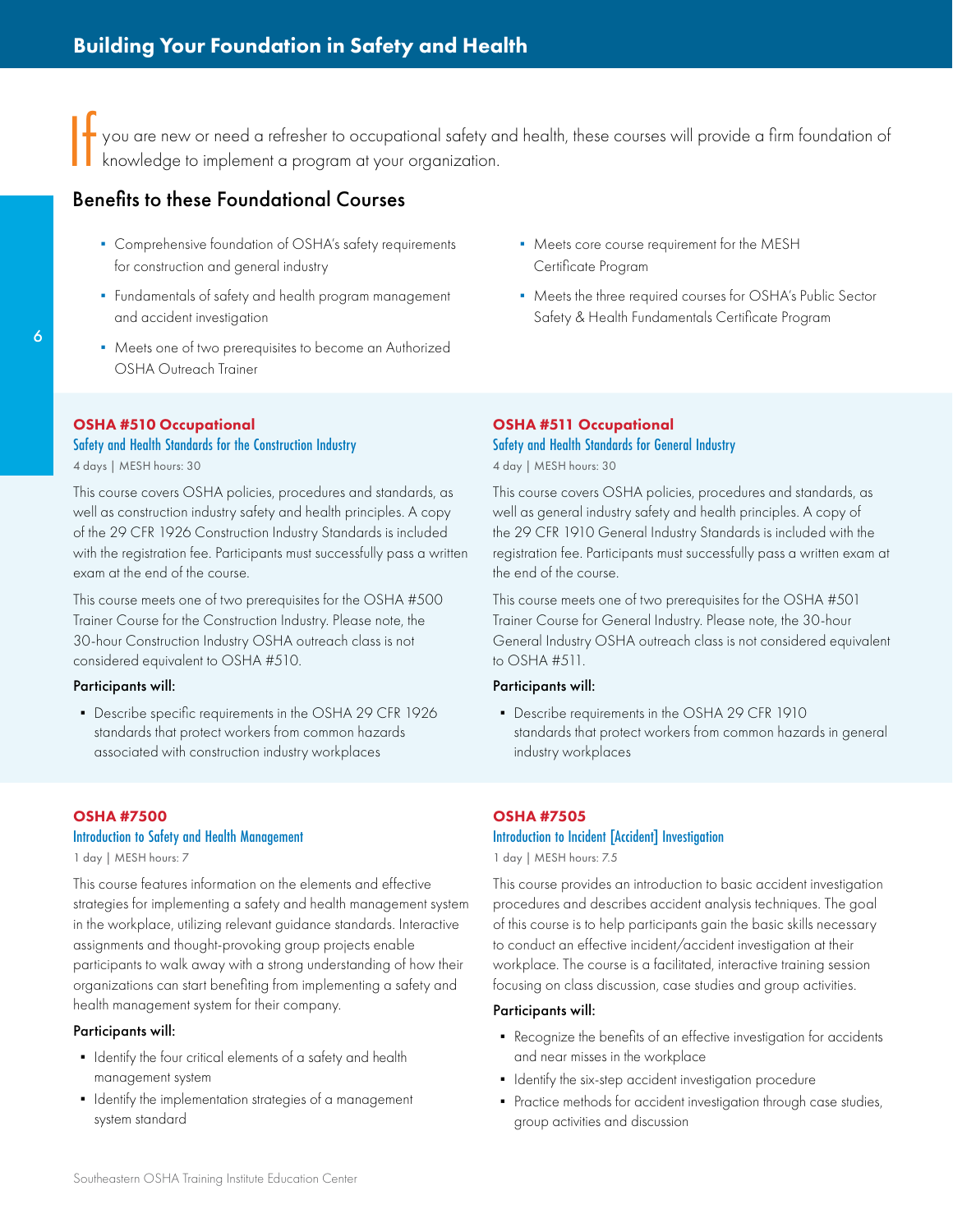# Building Your Foundation in Safety and Health

If you are new or need a refresher to occupational safety and health, these courses will provide a firm foundation of knowledge to implement a program at your organization.

## Benefits to these Foundational Courses

- Comprehensive foundation of OSHA's safety requirements for construction and general industry
- Fundamentals of safety and health program management and accident investigation
- Meets one of two prerequisites to become an Authorized OSHA Outreach Trainer
- Meets core course requirement for the MESH Certificate Program
- Meets the three required courses for OSHA's Public Sector Safety & Health Fundamentals Certificate Program

### OSHA #510 Occupational
#### Safety and Health Standards for the Construction Industry

4 days | MESH hours: 30

This course covers OSHA policies, procedures and standards, as well as construction industry safety and health principles. A copy of the 29 CFR 1926 Construction Industry Standards is included with the registration fee. Participants must successfully pass a written exam at the end of the course.

This course meets one of two prerequisites for the OSHA #500 Trainer Course for the Construction Industry. Please note, the 30-hour Construction Industry OSHA outreach class is not considered equivalent to OSHA #510.

**Participants will:**

- Describe specific requirements in the OSHA 29 CFR 1926 standards that protect workers from common hazards associated with construction industry workplaces

### OSHA #511 Occupational
#### Safety and Health Standards for General Industry

4 day | MESH hours: 30

This course covers OSHA policies, procedures and standards, as well as general industry safety and health principles. A copy of the 29 CFR 1910 General Industry Standards is included with the registration fee. Participants must successfully pass a written exam at the end of the course.

This course meets one of two prerequisites for the OSHA #501 Trainer Course for General Industry. Please note, the 30-hour General Industry OSHA outreach class is not considered equivalent to OSHA #511.

**Participants will:**

- Describe requirements in the OSHA 29 CFR 1910 standards that protect workers from common hazards in general industry workplaces

### OSHA #7500
#### Introduction to Safety and Health Management

1 day | MESH hours: 7

This course features information on the elements and effective strategies for implementing a safety and health management system in the workplace, utilizing relevant guidance standards. Interactive assignments and thought-provoking group projects enable participants to walk away with a strong understanding of how their organizations can start benefiting from implementing a safety and health management system for their company.

**Participants will:**

- Identify the four critical elements of a safety and health management system
- Identify the implementation strategies of a management system standard

### OSHA #7505
#### Introduction to Incident [Accident] Investigation

1 day | MESH hours: 7.5

This course provides an introduction to basic accident investigation procedures and describes accident analysis techniques. The goal of this course is to help participants gain the basic skills necessary to conduct an effective incident/accident investigation at their workplace. The course is a facilitated, interactive training session focusing on class discussion, case studies and group activities.

**Participants will:**

- Recognize the benefits of an effective investigation for accidents and near misses in the workplace
- Identify the six-step accident investigation procedure
- Practice methods for accident investigation through case studies, group activities and discussion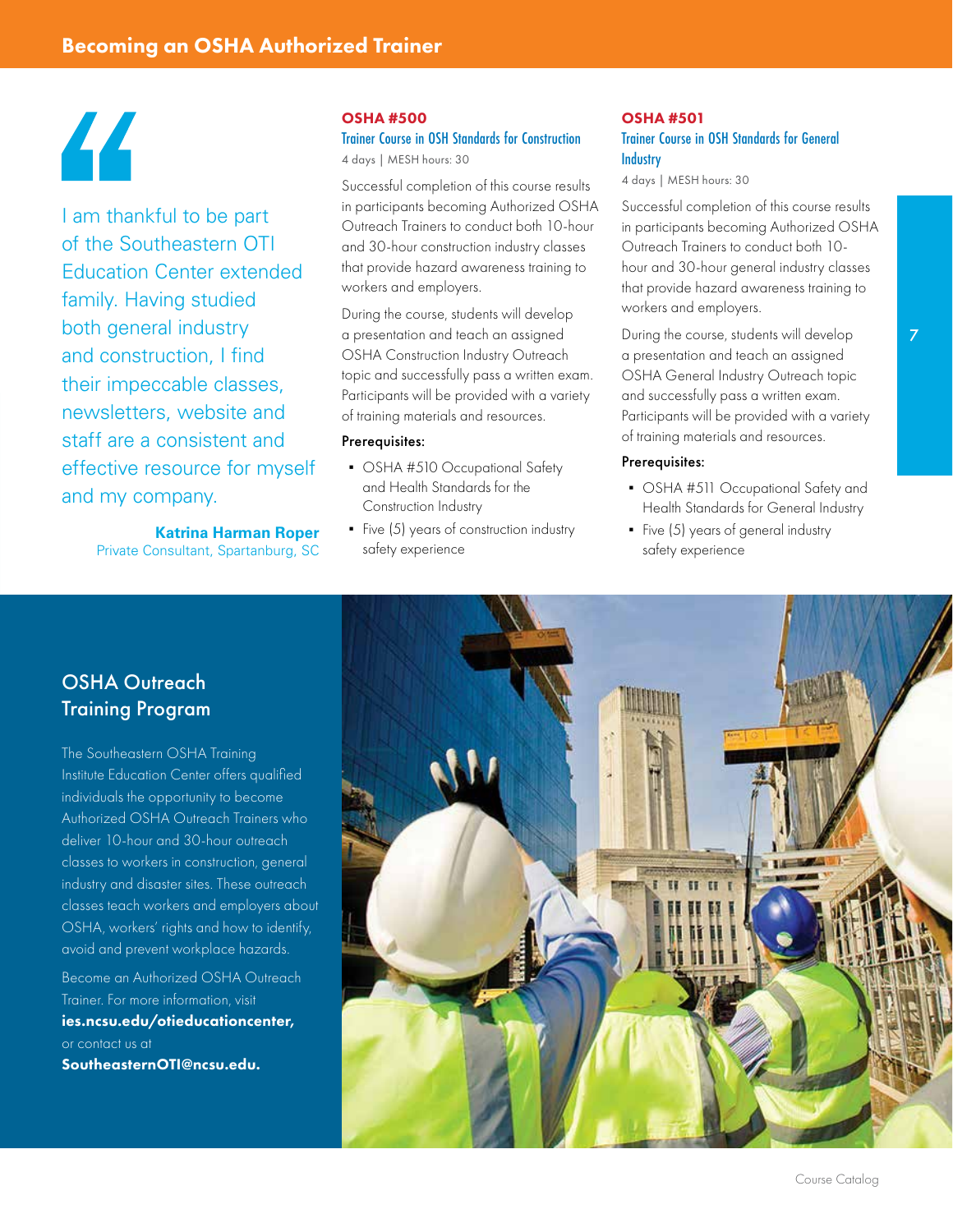# Becoming an OSHA Authorized Trainer

> I am thankful to be part of the Southeastern OTI Education Center extended family. Having studied both general industry and construction, I find their impeccable classes, newsletters, website and staff are a consistent and effective resource for myself and my company.
>
> **Katrina Harman Roper**
> Private Consultant, Spartanburg, SC

## OSHA #500

### Trainer Course in OSH Standards for Construction

4 days | MESH hours: 30

Successful completion of this course results in participants becoming Authorized OSHA Outreach Trainers to conduct both 10-hour and 30-hour construction industry classes that provide hazard awareness training to workers and employers.

During the course, students will develop a presentation and teach an assigned OSHA Construction Industry Outreach topic and successfully pass a written exam. Participants will be provided with a variety of training materials and resources.

**Prerequisites:**

- OSHA #510 Occupational Safety and Health Standards for the Construction Industry
- Five (5) years of construction industry safety experience

## OSHA #501

### Trainer Course in OSH Standards for General Industry

4 days | MESH hours: 30

Successful completion of this course results in participants becoming Authorized OSHA Outreach Trainers to conduct both 10-hour and 30-hour general industry classes that provide hazard awareness training to workers and employers.

During the course, students will develop a presentation and teach an assigned OSHA General Industry Outreach topic and successfully pass a written exam. Participants will be provided with a variety of training materials and resources.

**Prerequisites:**

- OSHA #511 Occupational Safety and Health Standards for General Industry
- Five (5) years of general industry safety experience

## OSHA Outreach Training Program

The Southeastern OSHA Training Institute Education Center offers qualified individuals the opportunity to become Authorized OSHA Outreach Trainers who deliver 10-hour and 30-hour outreach classes to workers in construction, general industry and disaster sites. These outreach classes teach workers and employers about OSHA, workers' rights and how to identify, avoid and prevent workplace hazards.

Become an Authorized OSHA Outreach Trainer. For more information, visit **ies.ncsu.edu/otieducationcenter,** or contact us at **SoutheasternOTI@ncsu.edu.**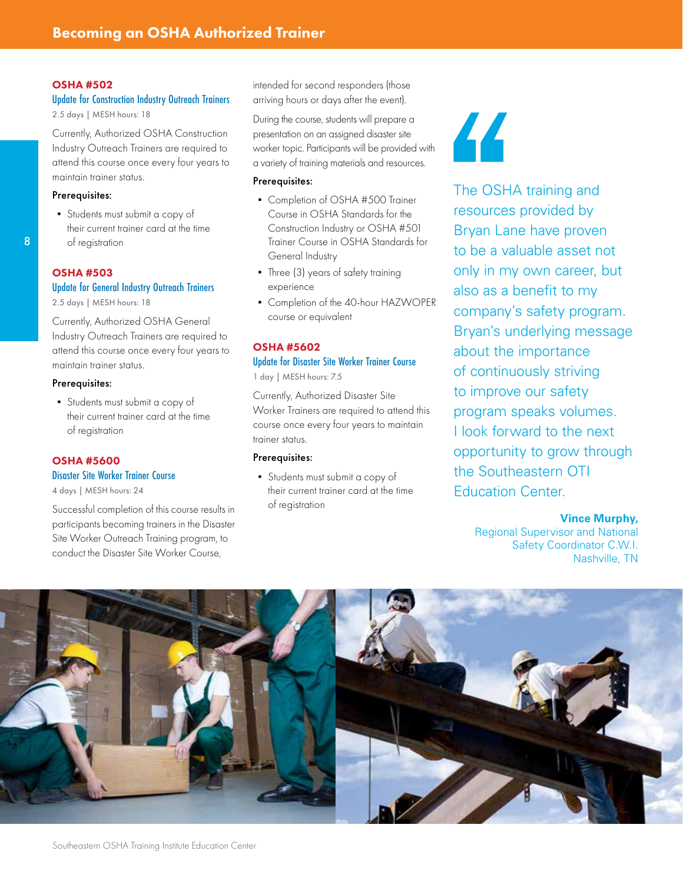## Becoming an OSHA Authorized Trainer

### OSHA #502

**Update for Construction Industry Outreach Trainers**

2.5 days | MESH hours: 18

Currently, Authorized OSHA Construction Industry Outreach Trainers are required to attend this course once every four years to maintain trainer status.

**Prerequisites:**

- Students must submit a copy of their current trainer card at the time of registration

### OSHA #503

**Update for General Industry Outreach Trainers**

2.5 days | MESH hours: 18

Currently, Authorized OSHA General Industry Outreach Trainers are required to attend this course once every four years to maintain trainer status.

**Prerequisites:**

- Students must submit a copy of their current trainer card at the time of registration

### OSHA #5600

**Disaster Site Worker Trainer Course**

4 days | MESH hours: 24

Successful completion of this course results in participants becoming trainers in the Disaster Site Worker Outreach Training program, to conduct the Disaster Site Worker Course, intended for second responders (those arriving hours or days after the event).

During the course, students will prepare a presentation on an assigned disaster site worker topic. Participants will be provided with a variety of training materials and resources.

**Prerequisites:**

- Completion of OSHA #500 Trainer Course in OSHA Standards for the Construction Industry or OSHA #501 Trainer Course in OSHA Standards for General Industry
- Three (3) years of safety training experience
- Completion of the 40-hour HAZWOPER course or equivalent

### OSHA #5602

**Update for Disaster Site Worker Trainer Course**

1 day | MESH hours: 7.5

Currently, Authorized Disaster Site Worker Trainers are required to attend this course once every four years to maintain trainer status.

**Prerequisites:**

- Students must submit a copy of their current trainer card at the time of registration

> "The OSHA training and resources provided by Bryan Lane have proven to be a valuable asset not only in my own career, but also as a benefit to my company's safety program. Bryan's underlying message about the importance of continuously striving to improve our safety program speaks volumes. I look forward to the next opportunity to grow through the Southeastern OTI Education Center.
>
> **Vince Murphy,**
> Regional Supervisor and National Safety Coordinator C.W.I.
> Nashville, TN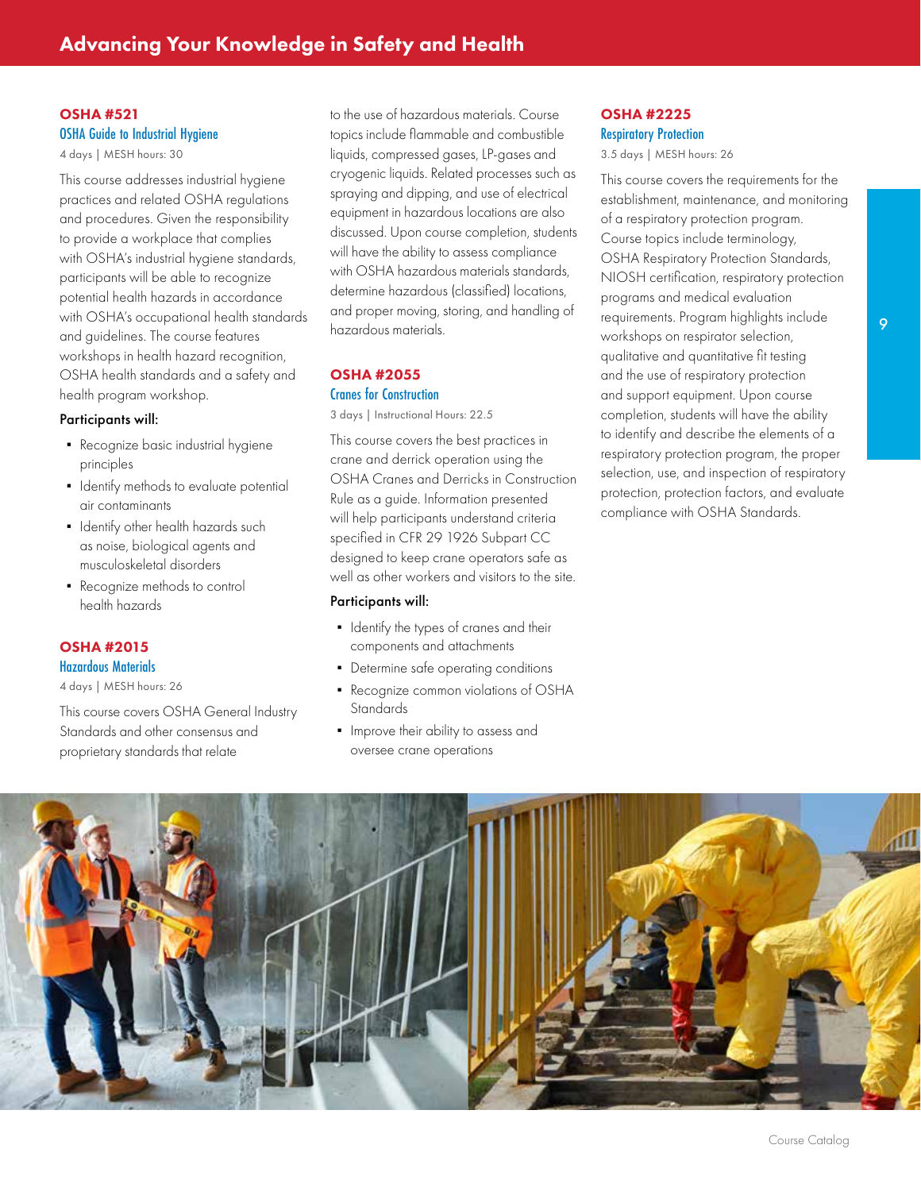# Advancing Your Knowledge in Safety and Health

## OSHA #521

### OSHA Guide to Industrial Hygiene

4 days | MESH hours: 30

This course addresses industrial hygiene practices and related OSHA regulations and procedures. Given the responsibility to provide a workplace that complies with OSHA's industrial hygiene standards, participants will be able to recognize potential health hazards in accordance with OSHA's occupational health standards and guidelines. The course features workshops in health hazard recognition, OSHA health standards and a safety and health program workshop.

**Participants will:**

- Recognize basic industrial hygiene principles
- Identify methods to evaluate potential air contaminants
- Identify other health hazards such as noise, biological agents and musculoskeletal disorders
- Recognize methods to control health hazards

## OSHA #2015

### Hazardous Materials

4 days | MESH hours: 26

This course covers OSHA General Industry Standards and other consensus and proprietary standards that relate to the use of hazardous materials. Course topics include flammable and combustible liquids, compressed gases, LP-gases and cryogenic liquids. Related processes such as spraying and dipping, and use of electrical equipment in hazardous locations are also discussed. Upon course completion, students will have the ability to assess compliance with OSHA hazardous materials standards, determine hazardous (classified) locations, and proper moving, storing, and handling of hazardous materials.

## OSHA #2055

### Cranes for Construction

3 days | Instructional Hours: 22.5

This course covers the best practices in crane and derrick operation using the OSHA Cranes and Derricks in Construction Rule as a guide. Information presented will help participants understand criteria specified in CFR 29 1926 Subpart CC designed to keep crane operators safe as well as other workers and visitors to the site.

**Participants will:**

- Identify the types of cranes and their components and attachments
- Determine safe operating conditions
- Recognize common violations of OSHA Standards
- Improve their ability to assess and oversee crane operations

## OSHA #2225

### Respiratory Protection

3.5 days | MESH hours: 26

This course covers the requirements for the establishment, maintenance, and monitoring of a respiratory protection program. Course topics include terminology, OSHA Respiratory Protection Standards, NIOSH certification, respiratory protection programs and medical evaluation requirements. Program highlights include workshops on respirator selection, qualitative and quantitative fit testing and the use of respiratory protection and support equipment. Upon course completion, students will have the ability to identify and describe the elements of a respiratory protection program, the proper selection, use, and inspection of respiratory protection, protection factors, and evaluate compliance with OSHA Standards.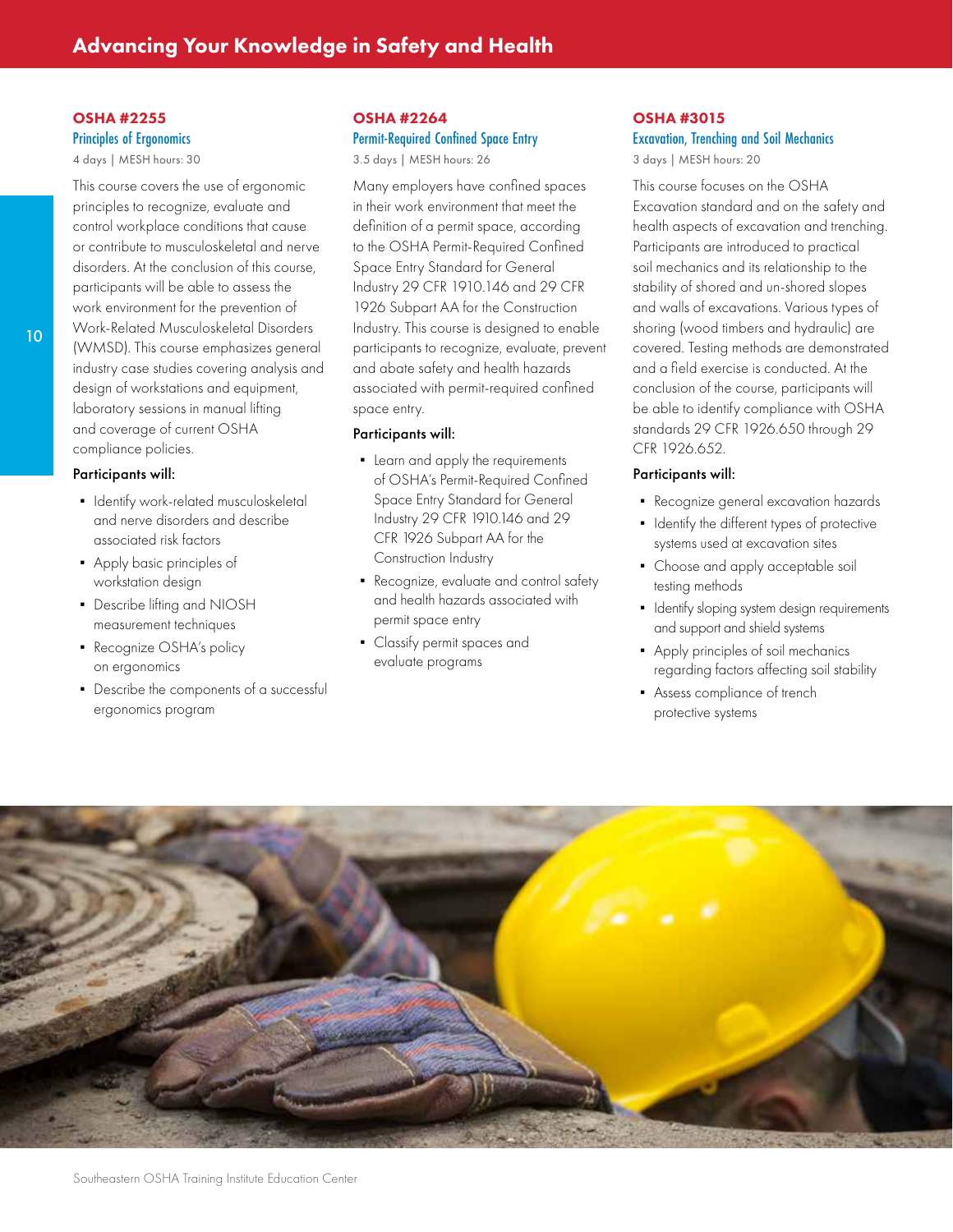# Advancing Your Knowledge in Safety and Health

## OSHA #2255

### Principles of Ergonomics

4 days | MESH hours: 30

This course covers the use of ergonomic principles to recognize, evaluate and control workplace conditions that cause or contribute to musculoskeletal and nerve disorders. At the conclusion of this course, participants will be able to assess the work environment for the prevention of Work-Related Musculoskeletal Disorders (WMSD). This course emphasizes general industry case studies covering analysis and design of workstations and equipment, laboratory sessions in manual lifting and coverage of current OSHA compliance policies.

**Participants will:**

- Identify work-related musculoskeletal and nerve disorders and describe associated risk factors
- Apply basic principles of workstation design
- Describe lifting and NIOSH measurement techniques
- Recognize OSHA's policy on ergonomics
- Describe the components of a successful ergonomics program

## OSHA #2264

### Permit-Required Confined Space Entry

3.5 days | MESH hours: 26

Many employers have confined spaces in their work environment that meet the definition of a permit space, according to the OSHA Permit-Required Confined Space Entry Standard for General Industry 29 CFR 1910.146 and 29 CFR 1926 Subpart AA for the Construction Industry. This course is designed to enable participants to recognize, evaluate, prevent and abate safety and health hazards associated with permit-required confined space entry.

**Participants will:**

- Learn and apply the requirements of OSHA's Permit-Required Confined Space Entry Standard for General Industry 29 CFR 1910.146 and 29 CFR 1926 Subpart AA for the Construction Industry
- Recognize, evaluate and control safety and health hazards associated with permit space entry
- Classify permit spaces and evaluate programs

## OSHA #3015

### Excavation, Trenching and Soil Mechanics

3 days | MESH hours: 20

This course focuses on the OSHA Excavation standard and on the safety and health aspects of excavation and trenching. Participants are introduced to practical soil mechanics and its relationship to the stability of shored and un-shored slopes and walls of excavations. Various types of shoring (wood timbers and hydraulic) are covered. Testing methods are demonstrated and a field exercise is conducted. At the conclusion of the course, participants will be able to identify compliance with OSHA standards 29 CFR 1926.650 through 29 CFR 1926.652.

**Participants will:**

- Recognize general excavation hazards
- Identify the different types of protective systems used at excavation sites
- Choose and apply acceptable soil testing methods
- Identify sloping system design requirements and support and shield systems
- Apply principles of soil mechanics regarding factors affecting soil stability
- Assess compliance of trench protective systems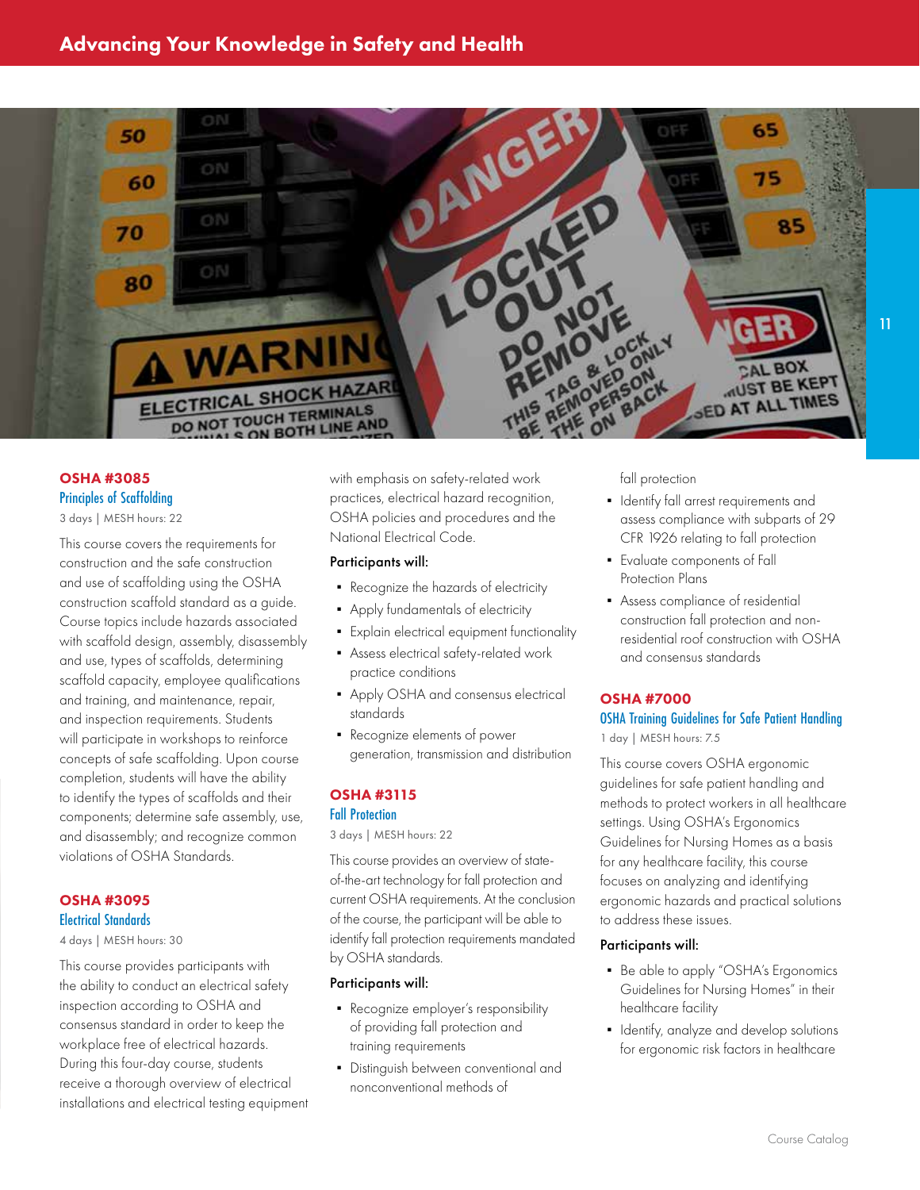## OSHA #3085

### Principles of Scaffolding

3 days | MESH hours: 22

This course covers the requirements for construction and the safe construction and use of scaffolding using the OSHA construction scaffold standard as a guide. Course topics include hazards associated with scaffold design, assembly, disassembly and use, types of scaffolds, determining scaffold capacity, employee qualifications and training, and maintenance, repair, and inspection requirements. Students will participate in workshops to reinforce concepts of safe scaffolding. Upon course completion, students will have the ability to identify the types of scaffolds and their components; determine safe assembly, use, and disassembly; and recognize common violations of OSHA Standards.

## OSHA #3095

### Electrical Standards

4 days | MESH hours: 30

This course provides participants with the ability to conduct an electrical safety inspection according to OSHA and consensus standard in order to keep the workplace free of electrical hazards. During this four-day course, students receive a thorough overview of electrical installations and electrical testing equipment with emphasis on safety-related work practices, electrical hazard recognition, OSHA policies and procedures and the National Electrical Code.

**Participants will:**

- Recognize the hazards of electricity
- Apply fundamentals of electricity
- Explain electrical equipment functionality
- Assess electrical safety-related work practice conditions
- Apply OSHA and consensus electrical standards
- Recognize elements of power generation, transmission and distribution

## OSHA #3115

### Fall Protection

3 days | MESH hours: 22

This course provides an overview of state-of-the-art technology for fall protection and current OSHA requirements. At the conclusion of the course, the participant will be able to identify fall protection requirements mandated by OSHA standards.

**Participants will:**

- Recognize employer's responsibility of providing fall protection and training requirements
- Distinguish between conventional and nonconventional methods of fall protection
- Identify fall arrest requirements and assess compliance with subparts of 29 CFR 1926 relating to fall protection
- Evaluate components of Fall Protection Plans
- Assess compliance of residential construction fall protection and non-residential roof construction with OSHA and consensus standards

## OSHA #7000

### OSHA Training Guidelines for Safe Patient Handling

1 day | MESH hours: 7.5

This course covers OSHA ergonomic guidelines for safe patient handling and methods to protect workers in all healthcare settings. Using OSHA's Ergonomics Guidelines for Nursing Homes as a basis for any healthcare facility, this course focuses on analyzing and identifying ergonomic hazards and practical solutions to address these issues.

**Participants will:**

- Be able to apply "OSHA's Ergonomics Guidelines for Nursing Homes" in their healthcare facility
- Identify, analyze and develop solutions for ergonomic risk factors in healthcare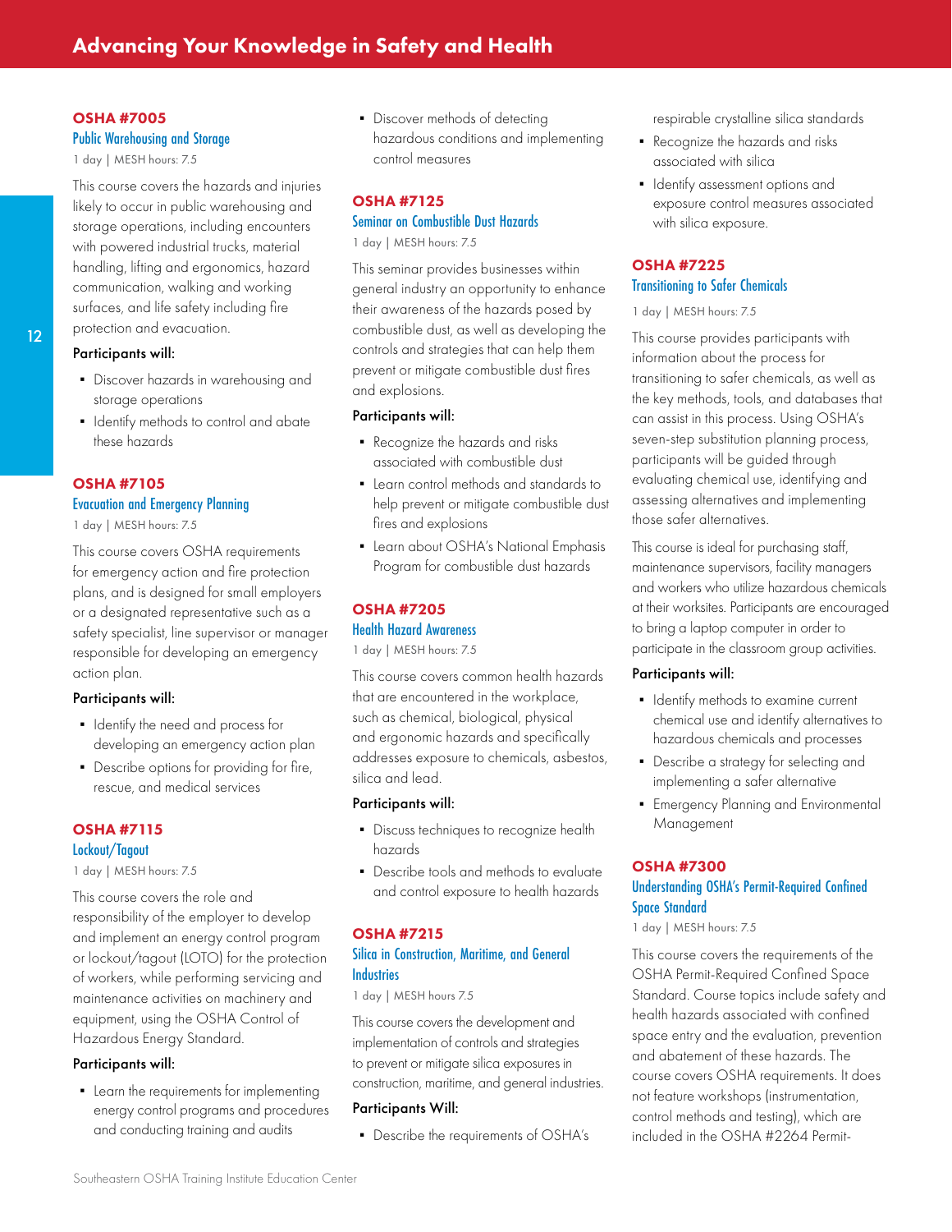## OSHA #7005

### Public Warehousing and Storage

1 day | MESH hours: 7.5

This course covers the hazards and injuries likely to occur in public warehousing and storage operations, including encounters with powered industrial trucks, material handling, lifting and ergonomics, hazard communication, walking and working surfaces, and life safety including fire protection and evacuation.

**Participants will:**

- Discover hazards in warehousing and storage operations
- Identify methods to control and abate these hazards

## OSHA #7105

### Evacuation and Emergency Planning

1 day | MESH hours: 7.5

This course covers OSHA requirements for emergency action and fire protection plans, and is designed for small employers or a designated representative such as a safety specialist, line supervisor or manager responsible for developing an emergency action plan.

**Participants will:**

- Identify the need and process for developing an emergency action plan
- Describe options for providing for fire, rescue, and medical services

## OSHA #7115

### Lockout/Tagout

1 day | MESH hours: 7.5

This course covers the role and responsibility of the employer to develop and implement an energy control program or lockout/tagout (LOTO) for the protection of workers, while performing servicing and maintenance activities on machinery and equipment, using the OSHA Control of Hazardous Energy Standard.

**Participants will:**

- Learn the requirements for implementing energy control programs and procedures and conducting training and audits
- Discover methods of detecting hazardous conditions and implementing control measures

## OSHA #7125

### Seminar on Combustible Dust Hazards

1 day | MESH hours: 7.5

This seminar provides businesses within general industry an opportunity to enhance their awareness of the hazards posed by combustible dust, as well as developing the controls and strategies that can help them prevent or mitigate combustible dust fires and explosions.

**Participants will:**

- Recognize the hazards and risks associated with combustible dust
- Learn control methods and standards to help prevent or mitigate combustible dust fires and explosions
- Learn about OSHA's National Emphasis Program for combustible dust hazards

## OSHA #7205

### Health Hazard Awareness

1 day | MESH hours: 7.5

This course covers common health hazards that are encountered in the workplace, such as chemical, biological, physical and ergonomic hazards and specifically addresses exposure to chemicals, asbestos, silica and lead.

**Participants will:**

- Discuss techniques to recognize health hazards
- Describe tools and methods to evaluate and control exposure to health hazards

## OSHA #7215

### Silica in Construction, Maritime, and General Industries

1 day | MESH hours 7.5

This course covers the development and implementation of controls and strategies to prevent or mitigate silica exposures in construction, maritime, and general industries.

**Participants Will:**

- Describe the requirements of OSHA's respirable crystalline silica standards
- Recognize the hazards and risks associated with silica
- Identify assessment options and exposure control measures associated with silica exposure.

## OSHA #7225

### Transitioning to Safer Chemicals

1 day | MESH hours: 7.5

This course provides participants with information about the process for transitioning to safer chemicals, as well as the key methods, tools, and databases that can assist in this process. Using OSHA's seven-step substitution planning process, participants will be guided through evaluating chemical use, identifying and assessing alternatives and implementing those safer alternatives.

This course is ideal for purchasing staff, maintenance supervisors, facility managers and workers who utilize hazardous chemicals at their worksites. Participants are encouraged to bring a laptop computer in order to participate in the classroom group activities.

**Participants will:**

- Identify methods to examine current chemical use and identify alternatives to hazardous chemicals and processes
- Describe a strategy for selecting and implementing a safer alternative
- Emergency Planning and Environmental Management

## OSHA #7300

### Understanding OSHA's Permit-Required Confined Space Standard

1 day | MESH hours: 7.5

This course covers the requirements of the OSHA Permit-Required Confined Space Standard. Course topics include safety and health hazards associated with confined space entry and the evaluation, prevention and abatement of these hazards. The course covers OSHA requirements. It does not feature workshops (instrumentation, control methods and testing), which are included in the OSHA #2264 Permit-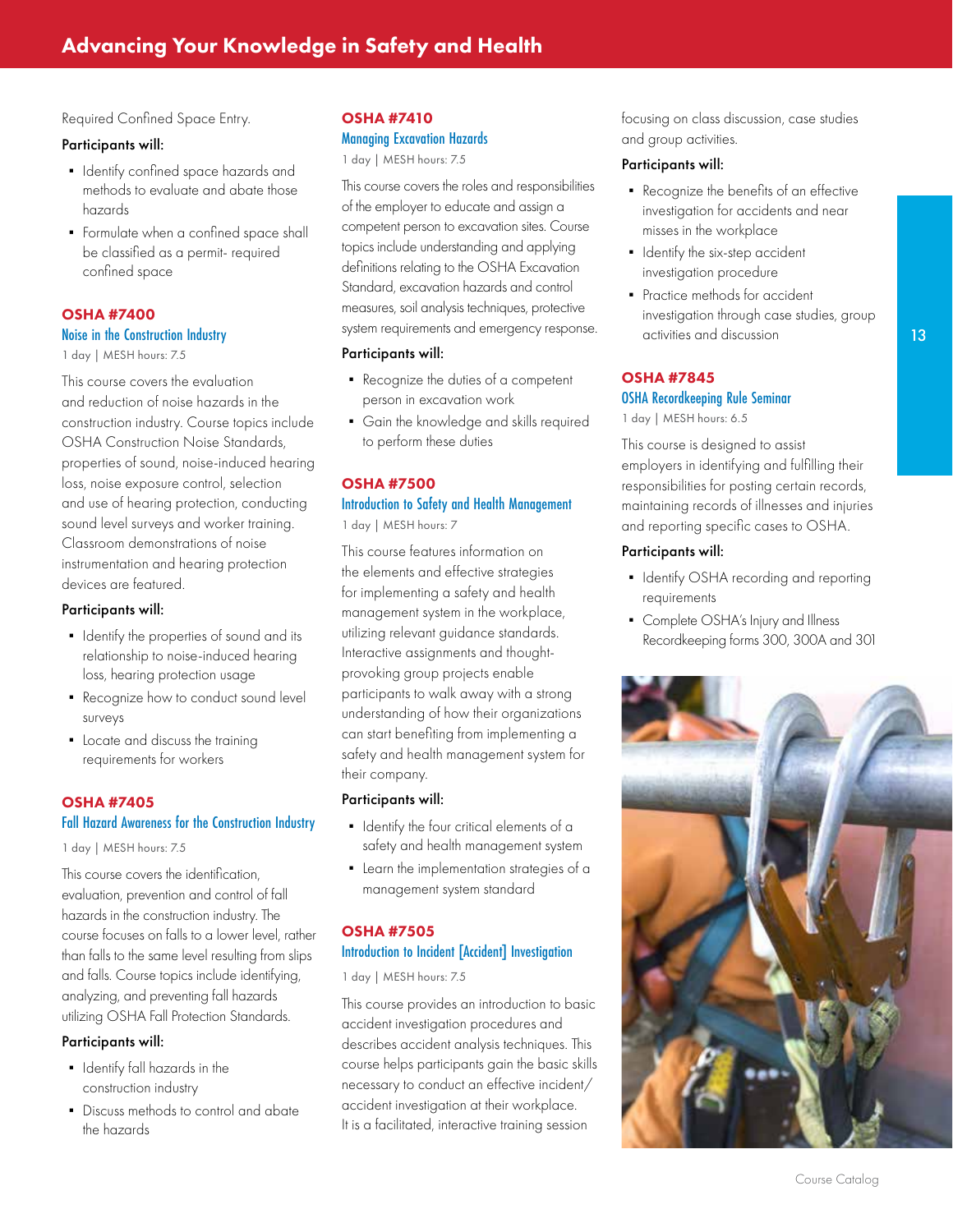Required Confined Space Entry.

**Participants will:**

- Identify confined space hazards and methods to evaluate and abate those hazards
- Formulate when a confined space shall be classified as a permit- required confined space

## OSHA #7400

### Noise in the Construction Industry

1 day | MESH hours: 7.5

This course covers the evaluation and reduction of noise hazards in the construction industry. Course topics include OSHA Construction Noise Standards, properties of sound, noise-induced hearing loss, noise exposure control, selection and use of hearing protection, conducting sound level surveys and worker training. Classroom demonstrations of noise instrumentation and hearing protection devices are featured.

**Participants will:**

- Identify the properties of sound and its relationship to noise-induced hearing loss, hearing protection usage
- Recognize how to conduct sound level surveys
- Locate and discuss the training requirements for workers

## OSHA #7405

### Fall Hazard Awareness for the Construction Industry

1 day | MESH hours: 7.5

This course covers the identification, evaluation, prevention and control of fall hazards in the construction industry. The course focuses on falls to a lower level, rather than falls to the same level resulting from slips and falls. Course topics include identifying, analyzing, and preventing fall hazards utilizing OSHA Fall Protection Standards.

**Participants will:**

- Identify fall hazards in the construction industry
- Discuss methods to control and abate the hazards

## OSHA #7410

### Managing Excavation Hazards

1 day | MESH hours: 7.5

This course covers the roles and responsibilities of the employer to educate and assign a competent person to excavation sites. Course topics include understanding and applying definitions relating to the OSHA Excavation Standard, excavation hazards and control measures, soil analysis techniques, protective system requirements and emergency response.

**Participants will:**

- Recognize the duties of a competent person in excavation work
- Gain the knowledge and skills required to perform these duties

## OSHA #7500

### Introduction to Safety and Health Management

1 day | MESH hours: 7

This course features information on the elements and effective strategies for implementing a safety and health management system in the workplace, utilizing relevant guidance standards. Interactive assignments and thought-provoking group projects enable participants to walk away with a strong understanding of how their organizations can start benefiting from implementing a safety and health management system for their company.

**Participants will:**

- Identify the four critical elements of a safety and health management system
- Learn the implementation strategies of a management system standard

## OSHA #7505

### Introduction to Incident [Accident] Investigation

1 day | MESH hours: 7.5

This course provides an introduction to basic accident investigation procedures and describes accident analysis techniques. This course helps participants gain the basic skills necessary to conduct an effective incident/accident investigation at their workplace. It is a facilitated, interactive training session focusing on class discussion, case studies and group activities.

**Participants will:**

- Recognize the benefits of an effective investigation for accidents and near misses in the workplace
- Identify the six-step accident investigation procedure
- Practice methods for accident investigation through case studies, group activities and discussion

## OSHA #7845

### OSHA Recordkeeping Rule Seminar

1 day | MESH hours: 6.5

This course is designed to assist employers in identifying and fulfilling their responsibilities for posting certain records, maintaining records of illnesses and injuries and reporting specific cases to OSHA.

**Participants will:**

- Identify OSHA recording and reporting requirements
- Complete OSHA's Injury and Illness Recordkeeping forms 300, 300A and 301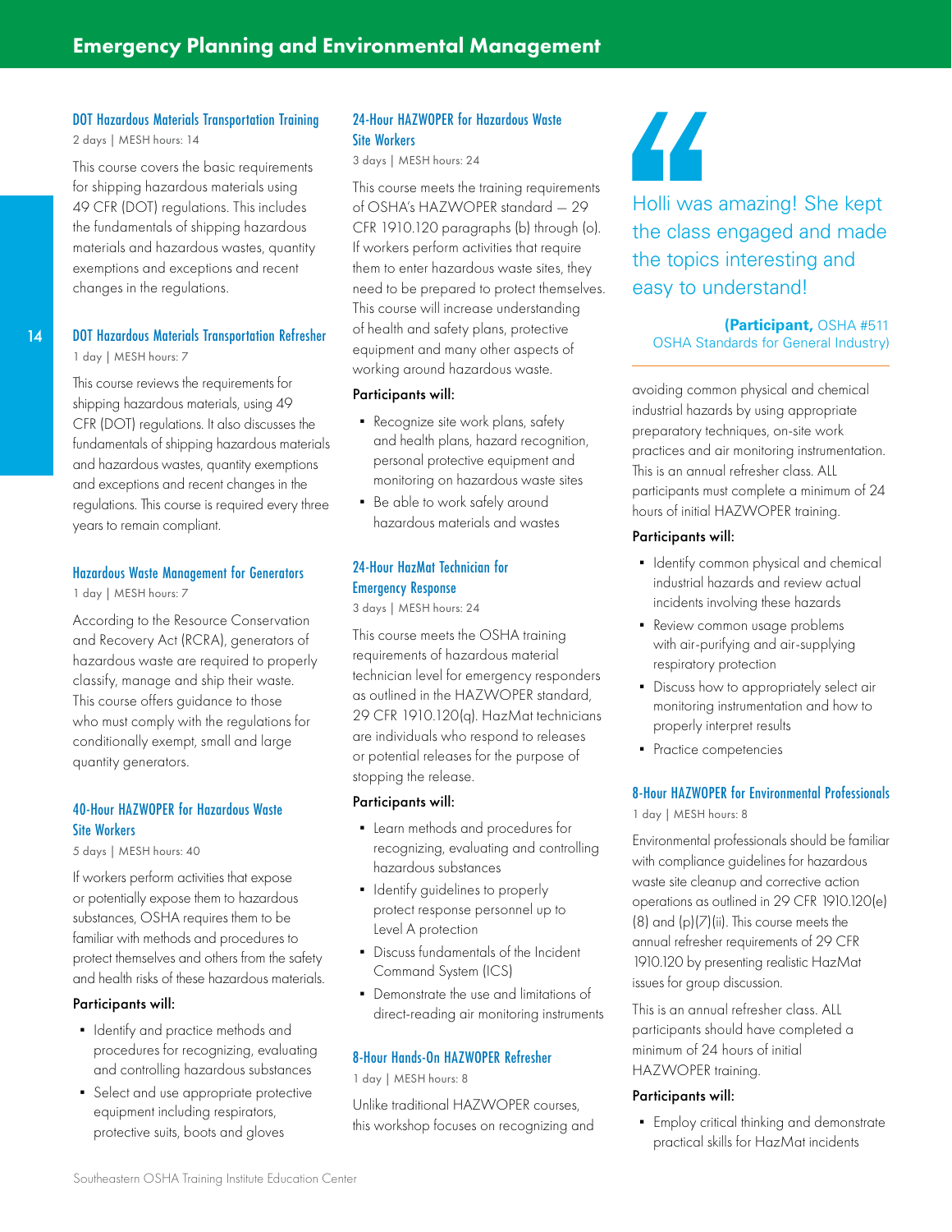# Emergency Planning and Environmental Management

### DOT Hazardous Materials Transportation Training

2 days | MESH hours: 14

This course covers the basic requirements for shipping hazardous materials using 49 CFR (DOT) regulations. This includes the fundamentals of shipping hazardous materials and hazardous wastes, quantity exemptions and exceptions and recent changes in the regulations.

### DOT Hazardous Materials Transportation Refresher

1 day | MESH hours: 7

This course reviews the requirements for shipping hazardous materials, using 49 CFR (DOT) regulations. It also discusses the fundamentals of shipping hazardous materials and hazardous wastes, quantity exemptions and exceptions and recent changes in the regulations. This course is required every three years to remain compliant.

### Hazardous Waste Management for Generators

1 day | MESH hours: 7

According to the Resource Conservation and Recovery Act (RCRA), generators of hazardous waste are required to properly classify, manage and ship their waste. This course offers guidance to those who must comply with the regulations for conditionally exempt, small and large quantity generators.

### 40-Hour HAZWOPER for Hazardous Waste Site Workers

5 days | MESH hours: 40

If workers perform activities that expose or potentially expose them to hazardous substances, OSHA requires them to be familiar with methods and procedures to protect themselves and others from the safety and health risks of these hazardous materials.

**Participants will:**

- Identify and practice methods and procedures for recognizing, evaluating and controlling hazardous substances
- Select and use appropriate protective equipment including respirators, protective suits, boots and gloves

### 24-Hour HAZWOPER for Hazardous Waste Site Workers

3 days | MESH hours: 24

This course meets the training requirements of OSHA's HAZWOPER standard — 29 CFR 1910.120 paragraphs (b) through (o). If workers perform activities that require them to enter hazardous waste sites, they need to be prepared to protect themselves. This course will increase understanding of health and safety plans, protective equipment and many other aspects of working around hazardous waste.

**Participants will:**

- Recognize site work plans, safety and health plans, hazard recognition, personal protective equipment and monitoring on hazardous waste sites
- Be able to work safely around hazardous materials and wastes

### 24-Hour HazMat Technician for Emergency Response

3 days | MESH hours: 24

This course meets the OSHA training requirements of hazardous material technician level for emergency responders as outlined in the HAZWOPER standard, 29 CFR 1910.120(q). HazMat technicians are individuals who respond to releases or potential releases for the purpose of stopping the release.

**Participants will:**

- Learn methods and procedures for recognizing, evaluating and controlling hazardous substances
- Identify guidelines to properly protect response personnel up to Level A protection
- Discuss fundamentals of the Incident Command System (ICS)
- Demonstrate the use and limitations of direct-reading air monitoring instruments

### 8-Hour Hands-On HAZWOPER Refresher

1 day | MESH hours: 8

Unlike traditional HAZWOPER courses, this workshop focuses on recognizing and avoiding common physical and chemical industrial hazards by using appropriate preparatory techniques, on-site work practices and air monitoring instrumentation. This is an annual refresher class. ALL participants must complete a minimum of 24 hours of initial HAZWOPER training.

**Participants will:**

- Identify common physical and chemical industrial hazards and review actual incidents involving these hazards
- Review common usage problems with air-purifying and air-supplying respiratory protection
- Discuss how to appropriately select air monitoring instrumentation and how to properly interpret results
- Practice competencies

> “Holli was amazing! She kept the class engaged and made the topics interesting and easy to understand!
>
> **(Participant,** OSHA #511 OSHA Standards for General Industry)

### 8-Hour HAZWOPER for Environmental Professionals

1 day | MESH hours: 8

Environmental professionals should be familiar with compliance guidelines for hazardous waste site cleanup and corrective action operations as outlined in 29 CFR 1910.120(e)(8) and (p)(7)(ii). This course meets the annual refresher requirements of 29 CFR 1910.120 by presenting realistic HazMat issues for group discussion.

This is an annual refresher class. ALL participants should have completed a minimum of 24 hours of initial HAZWOPER training.

**Participants will:**

- Employ critical thinking and demonstrate practical skills for HazMat incidents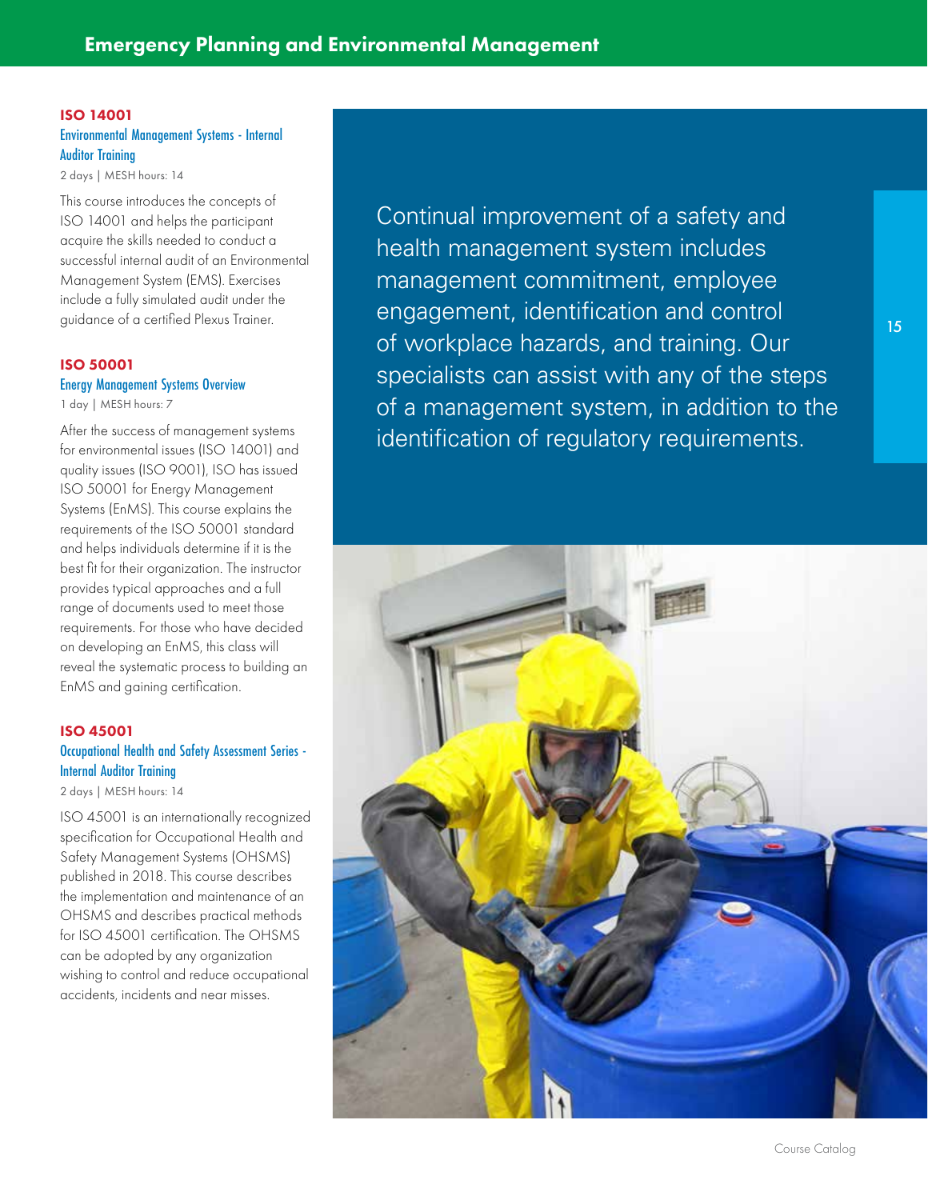## ISO 14001

### Environmental Management Systems - Internal Auditor Training

2 days | MESH hours: 14

This course introduces the concepts of ISO 14001 and helps the participant acquire the skills needed to conduct a successful internal audit of an Environmental Management System (EMS). Exercises include a fully simulated audit under the guidance of a certified Plexus Trainer.

## ISO 50001

### Energy Management Systems Overview

1 day | MESH hours: 7

After the success of management systems for environmental issues (ISO 14001) and quality issues (ISO 9001), ISO has issued ISO 50001 for Energy Management Systems (EnMS). This course explains the requirements of the ISO 50001 standard and helps individuals determine if it is the best fit for their organization. The instructor provides typical approaches and a full range of documents used to meet those requirements. For those who have decided on developing an EnMS, this class will reveal the systematic process to building an EnMS and gaining certification.

## ISO 45001

### Occupational Health and Safety Assessment Series - Internal Auditor Training

2 days | MESH hours: 14

ISO 45001 is an internationally recognized specification for Occupational Health and Safety Management Systems (OHSMS) published in 2018. This course describes the implementation and maintenance of an OHSMS and describes practical methods for ISO 45001 certification. The OHSMS can be adopted by any organization wishing to control and reduce occupational accidents, incidents and near misses.

Continual improvement of a safety and health management system includes management commitment, employee engagement, identification and control of workplace hazards, and training. Our specialists can assist with any of the steps of a management system, in addition to the identification of regulatory requirements.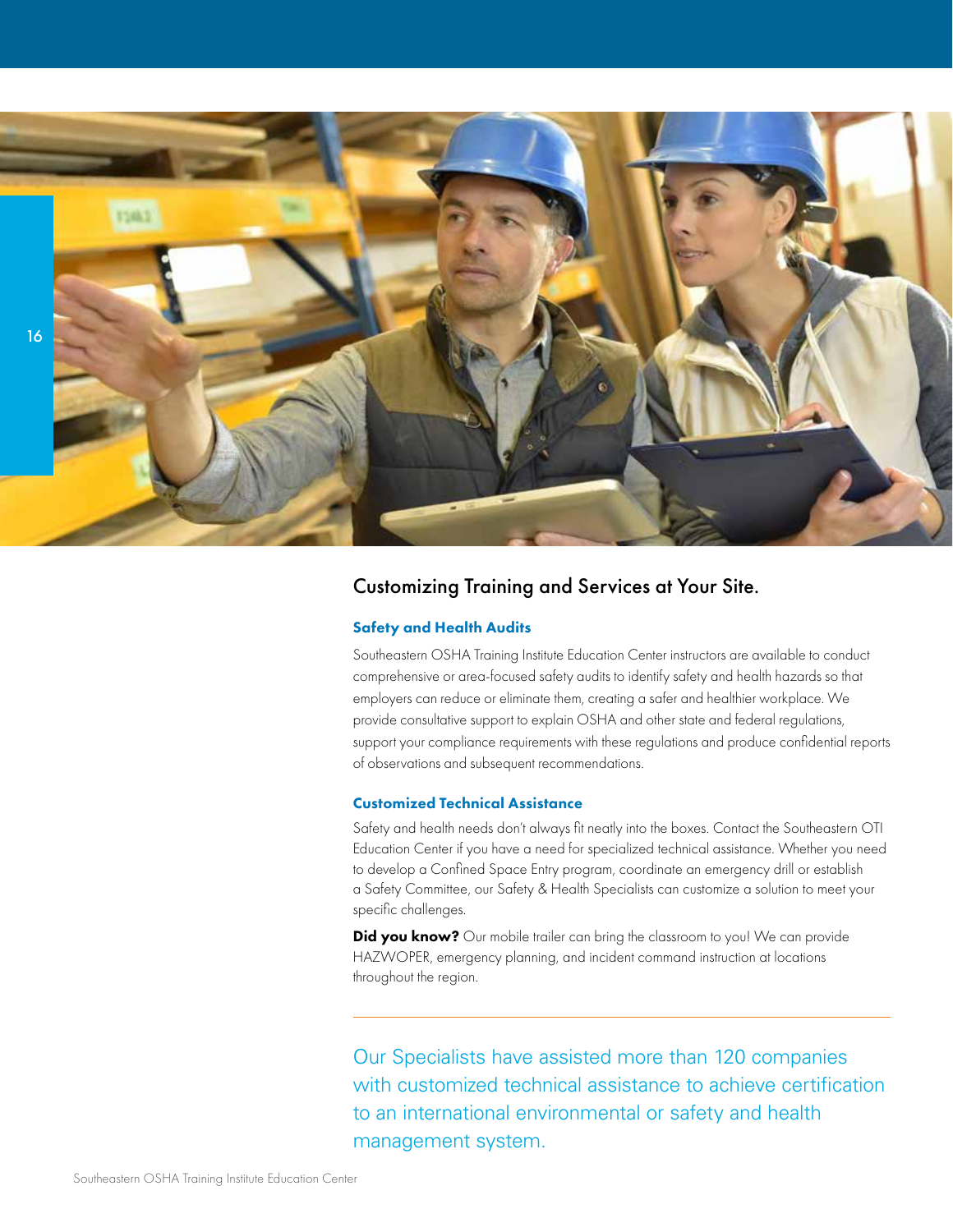## Customizing Training and Services at Your Site.

### Safety and Health Audits

Southeastern OSHA Training Institute Education Center instructors are available to conduct comprehensive or area-focused safety audits to identify safety and health hazards so that employers can reduce or eliminate them, creating a safer and healthier workplace. We provide consultative support to explain OSHA and other state and federal regulations, support your compliance requirements with these regulations and produce confidential reports of observations and subsequent recommendations.

### Customized Technical Assistance

Safety and health needs don't always fit neatly into the boxes. Contact the Southeastern OTI Education Center if you have a need for specialized technical assistance. Whether you need to develop a Confined Space Entry program, coordinate an emergency drill or establish a Safety Committee, our Safety & Health Specialists can customize a solution to meet your specific challenges.

**Did you know?** Our mobile trailer can bring the classroom to you! We can provide HAZWOPER, emergency planning, and incident command instruction at locations throughout the region.

---

Our Specialists have assisted more than 120 companies with customized technical assistance to achieve certification to an international environmental or safety and health management system.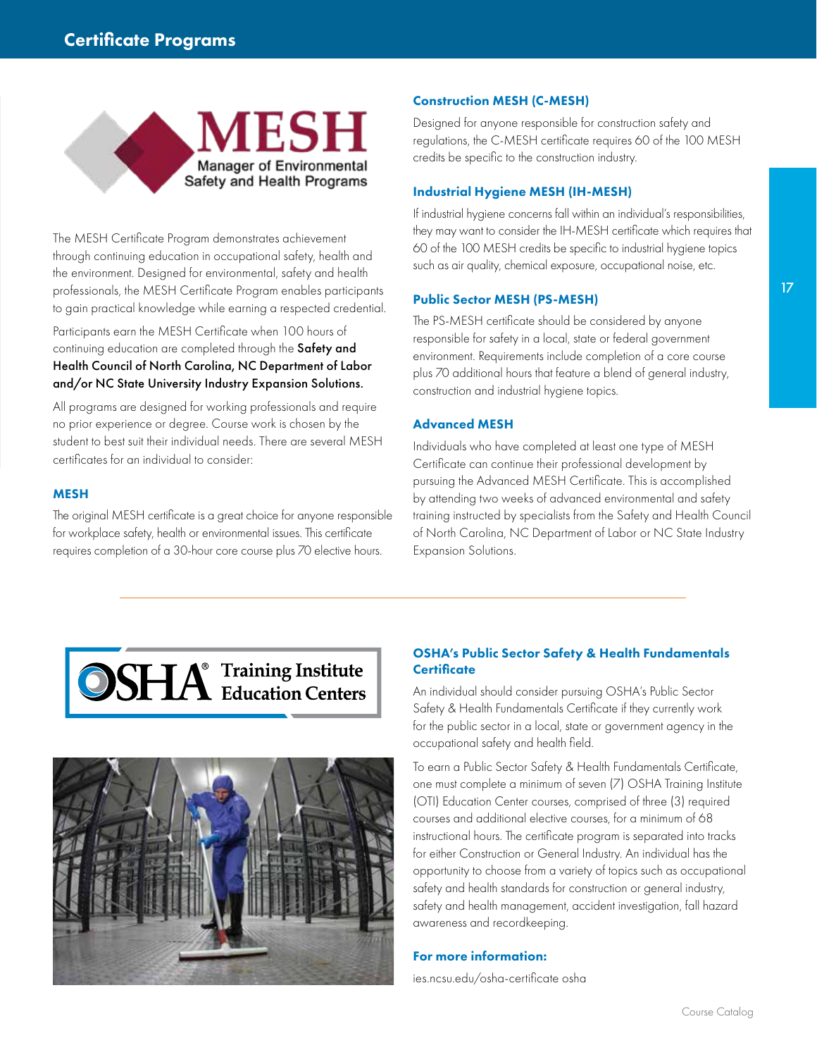# Certificate Programs

MESH
Manager of Environmental Safety and Health Programs

The MESH Certificate Program demonstrates achievement through continuing education in occupational safety, health and the environment. Designed for environmental, safety and health professionals, the MESH Certificate Program enables participants to gain practical knowledge while earning a respected credential.

Participants earn the MESH Certificate when 100 hours of continuing education are completed through the **Safety and Health Council of North Carolina, NC Department of Labor and/or NC State University Industry Expansion Solutions.**

All programs are designed for working professionals and require no prior experience or degree. Course work is chosen by the student to best suit their individual needs. There are several MESH certificates for an individual to consider:

### MESH

The original MESH certificate is a great choice for anyone responsible for workplace safety, health or environmental issues. This certificate requires completion of a 30-hour core course plus 70 elective hours.

### Construction MESH (C-MESH)

Designed for anyone responsible for construction safety and regulations, the C-MESH certificate requires 60 of the 100 MESH credits be specific to the construction industry.

### Industrial Hygiene MESH (IH-MESH)

If industrial hygiene concerns fall within an individual's responsibilities, they may want to consider the IH-MESH certificate which requires that 60 of the 100 MESH credits be specific to industrial hygiene topics such as air quality, chemical exposure, occupational noise, etc.

### Public Sector MESH (PS-MESH)

The PS-MESH certificate should be considered by anyone responsible for safety in a local, state or federal government environment. Requirements include completion of a core course plus 70 additional hours that feature a blend of general industry, construction and industrial hygiene topics.

### Advanced MESH

Individuals who have completed at least one type of MESH Certificate can continue their professional development by pursuing the Advanced MESH Certificate. This is accomplished by attending two weeks of advanced environmental and safety training instructed by specialists from the Safety and Health Council of North Carolina, NC Department of Labor or NC State Industry Expansion Solutions.

---

OSHA® Training Institute Education Centers

### OSHA's Public Sector Safety & Health Fundamentals Certificate

An individual should consider pursuing OSHA's Public Sector Safety & Health Fundamentals Certificate if they currently work for the public sector in a local, state or government agency in the occupational safety and health field.

To earn a Public Sector Safety & Health Fundamentals Certificate, one must complete a minimum of seven (7) OSHA Training Institute (OTI) Education Center courses, comprised of three (3) required courses and additional elective courses, for a minimum of 68 instructional hours. The certificate program is separated into tracks for either Construction or General Industry. An individual has the opportunity to choose from a variety of topics such as occupational safety and health standards for construction or general industry, safety and health management, accident investigation, fall hazard awareness and recordkeeping.

### For more information:

ies.ncsu.edu/osha-certificate osha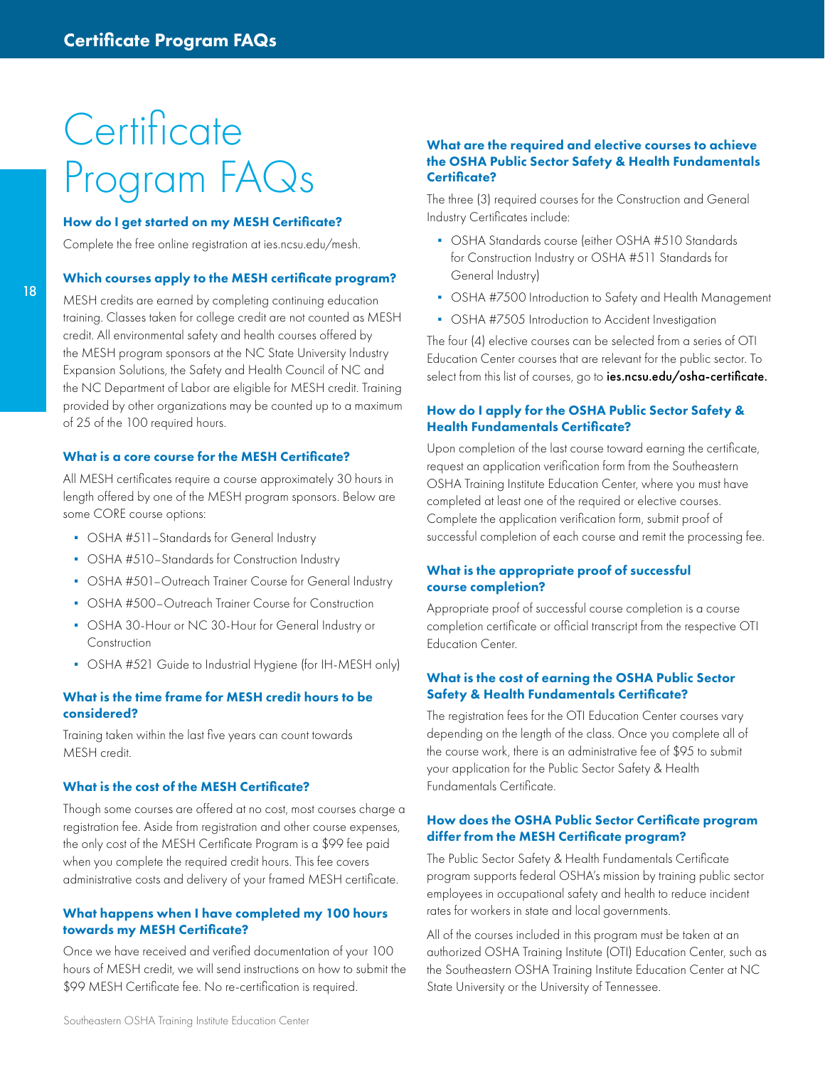# Certificate Program FAQs

### How do I get started on my MESH Certificate?

Complete the free online registration at ies.ncsu.edu/mesh.

### Which courses apply to the MESH certificate program?

MESH credits are earned by completing continuing education training. Classes taken for college credit are not counted as MESH credit. All environmental safety and health courses offered by the MESH program sponsors at the NC State University Industry Expansion Solutions, the Safety and Health Council of NC and the NC Department of Labor are eligible for MESH credit. Training provided by other organizations may be counted up to a maximum of 25 of the 100 required hours.

### What is a core course for the MESH Certificate?

All MESH certificates require a course approximately 30 hours in length offered by one of the MESH program sponsors. Below are some CORE course options:

- OSHA #511–Standards for General Industry
- OSHA #510–Standards for Construction Industry
- OSHA #501–Outreach Trainer Course for General Industry
- OSHA #500–Outreach Trainer Course for Construction
- OSHA 30-Hour or NC 30-Hour for General Industry or Construction
- OSHA #521 Guide to Industrial Hygiene (for IH-MESH only)

### What is the time frame for MESH credit hours to be considered?

Training taken within the last five years can count towards MESH credit.

### What is the cost of the MESH Certificate?

Though some courses are offered at no cost, most courses charge a registration fee. Aside from registration and other course expenses, the only cost of the MESH Certificate Program is a $99 fee paid when you complete the required credit hours. This fee covers administrative costs and delivery of your framed MESH certificate.

### What happens when I have completed my 100 hours towards my MESH Certificate?

Once we have received and verified documentation of your 100 hours of MESH credit, we will send instructions on how to submit the $99 MESH Certificate fee. No re-certification is required.

### What are the required and elective courses to achieve the OSHA Public Sector Safety & Health Fundamentals Certificate?

The three (3) required courses for the Construction and General Industry Certificates include:

- OSHA Standards course (either OSHA #510 Standards for Construction Industry or OSHA #511 Standards for General Industry)
- OSHA #7500 Introduction to Safety and Health Management
- OSHA #7505 Introduction to Accident Investigation

The four (4) elective courses can be selected from a series of OTI Education Center courses that are relevant for the public sector. To select from this list of courses, go to **ies.ncsu.edu/osha-certificate.**

### How do I apply for the OSHA Public Sector Safety & Health Fundamentals Certificate?

Upon completion of the last course toward earning the certificate, request an application verification form from the Southeastern OSHA Training Institute Education Center, where you must have completed at least one of the required or elective courses. Complete the application verification form, submit proof of successful completion of each course and remit the processing fee.

### What is the appropriate proof of successful course completion?

Appropriate proof of successful course completion is a course completion certificate or official transcript from the respective OTI Education Center.

### What is the cost of earning the OSHA Public Sector Safety & Health Fundamentals Certificate?

The registration fees for the OTI Education Center courses vary depending on the length of the class. Once you complete all of the course work, there is an administrative fee of $95 to submit your application for the Public Sector Safety & Health Fundamentals Certificate.

### How does the OSHA Public Sector Certificate program differ from the MESH Certificate program?

The Public Sector Safety & Health Fundamentals Certificate program supports federal OSHA's mission by training public sector employees in occupational safety and health to reduce incident rates for workers in state and local governments.

All of the courses included in this program must be taken at an authorized OSHA Training Institute (OTI) Education Center, such as the Southeastern OSHA Training Institute Education Center at NC State University or the University of Tennessee.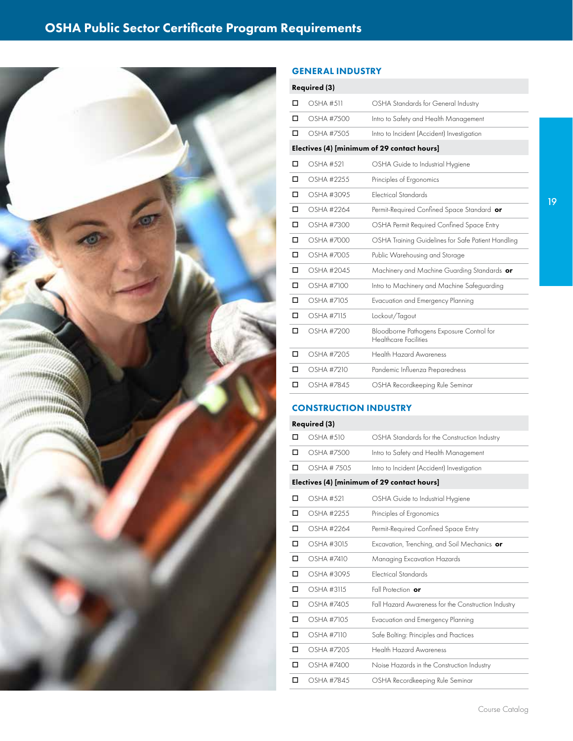# OSHA Public Sector Certificate Program Requirements

## GENERAL INDUSTRY

| | | |
|---|---|---|
| **Required (3)** | | |
| ☐ | OSHA #511 | OSHA Standards for General Industry |
| ☐ | OSHA #7500 | Intro to Safety and Health Management |
| ☐ | OSHA #7505 | Intro to Incident (Accident) Investigation |
| **Electives (4) [minimum of 29 contact hours]** | | |
| ☐ | OSHA #521 | OSHA Guide to Industrial Hygiene |
| ☐ | OSHA #2255 | Principles of Ergonomics |
| ☐ | OSHA #3095 | Electrical Standards |
| ☐ | OSHA #2264 | Permit-Required Confined Space Standard **or** |
| ☐ | OSHA #7300 | OSHA Permit Required Confined Space Entry |
| ☐ | OSHA #7000 | OSHA Training Guidelines for Safe Patient Handling |
| ☐ | OSHA #7005 | Public Warehousing and Storage |
| ☐ | OSHA #2045 | Machinery and Machine Guarding Standards **or** |
| ☐ | OSHA #7100 | Intro to Machinery and Machine Safeguarding |
| ☐ | OSHA #7105 | Evacuation and Emergency Planning |
| ☐ | OSHA #7115 | Lockout/Tagout |
| ☐ | OSHA #7200 | Bloodborne Pathogens Exposure Control for Healthcare Facilities |
| ☐ | OSHA #7205 | Health Hazard Awareness |
| ☐ | OSHA #7210 | Pandemic Influenza Preparedness |
| ☐ | OSHA #7845 | OSHA Recordkeeping Rule Seminar |

## CONSTRUCTION INDUSTRY

| | | |
|---|---|---|
| **Required (3)** | | |
| ☐ | OSHA #510 | OSHA Standards for the Construction Industry |
| ☐ | OSHA #7500 | Intro to Safety and Health Management |
| ☐ | OSHA # 7505 | Intro to Incident (Accident) Investigation |
| **Electives (4) [minimum of 29 contact hours]** | | |
| ☐ | OSHA #521 | OSHA Guide to Industrial Hygiene |
| ☐ | OSHA #2255 | Principles of Ergonomics |
| ☐ | OSHA #2264 | Permit-Required Confined Space Entry |
| ☐ | OSHA #3015 | Excavation, Trenching, and Soil Mechanics **or** |
| ☐ | OSHA #7410 | Managing Excavation Hazards |
| ☐ | OSHA #3095 | Electrical Standards |
| ☐ | OSHA #3115 | Fall Protection **or** |
| ☐ | OSHA #7405 | Fall Hazard Awareness for the Construction Industry |
| ☐ | OSHA #7105 | Evacuation and Emergency Planning |
| ☐ | OSHA #7110 | Safe Bolting: Principles and Practices |
| ☐ | OSHA #7205 | Health Hazard Awareness |
| ☐ | OSHA #7400 | Noise Hazards in the Construction Industry |
| ☐ | OSHA #7845 | OSHA Recordkeeping Rule Seminar |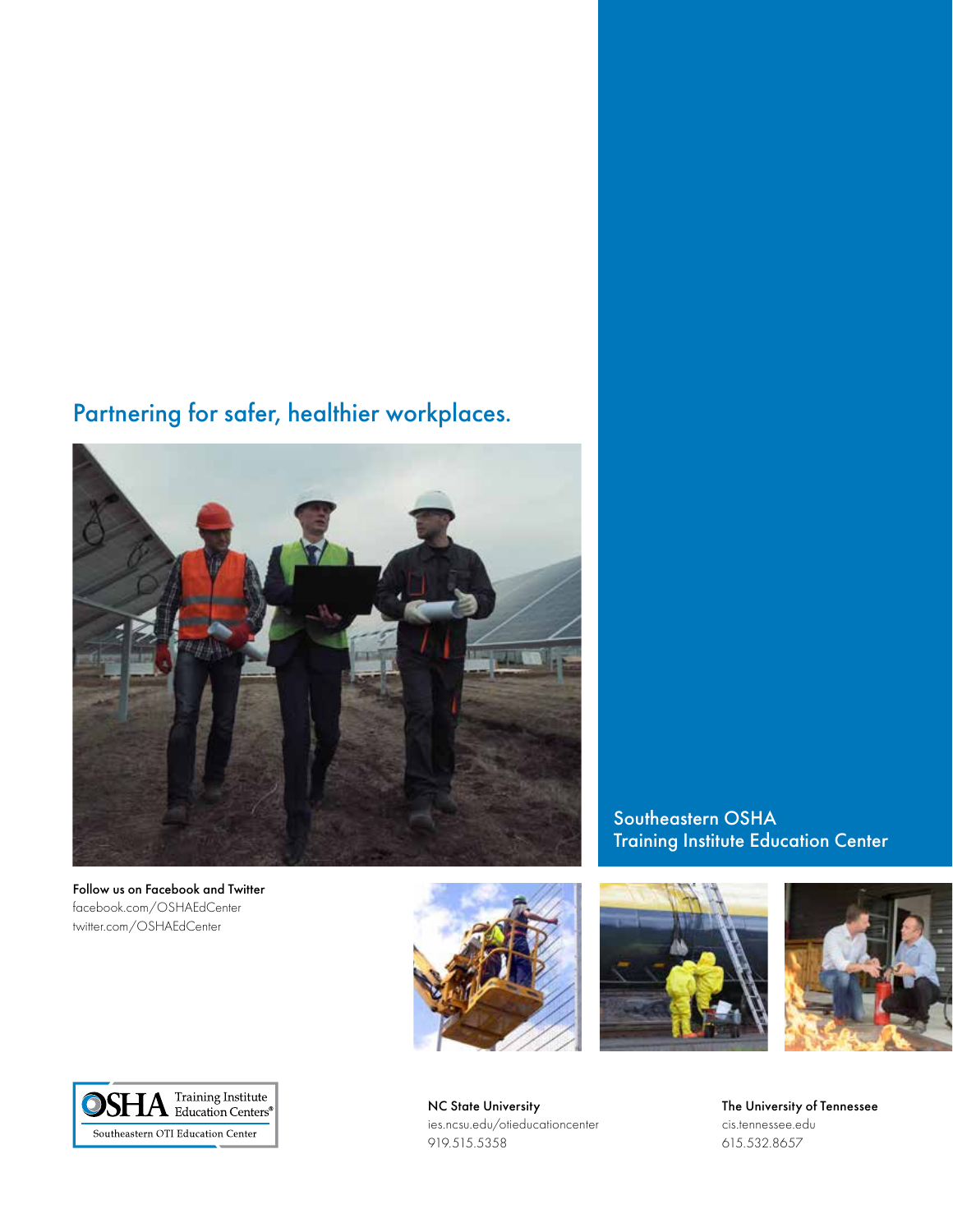## Partnering for safer, healthier workplaces.

Southeastern OSHA Training Institute Education Center

**Follow us on Facebook and Twitter**
facebook.com/OSHAEdCenter
twitter.com/OSHAEdCenter

OSHA Training Institute Education Centers®
Southeastern OTI Education Center

**NC State University**
ies.ncsu.edu/otieducationcenter
919.515.5358

**The University of Tennessee**
cis.tennessee.edu
615.532.8657